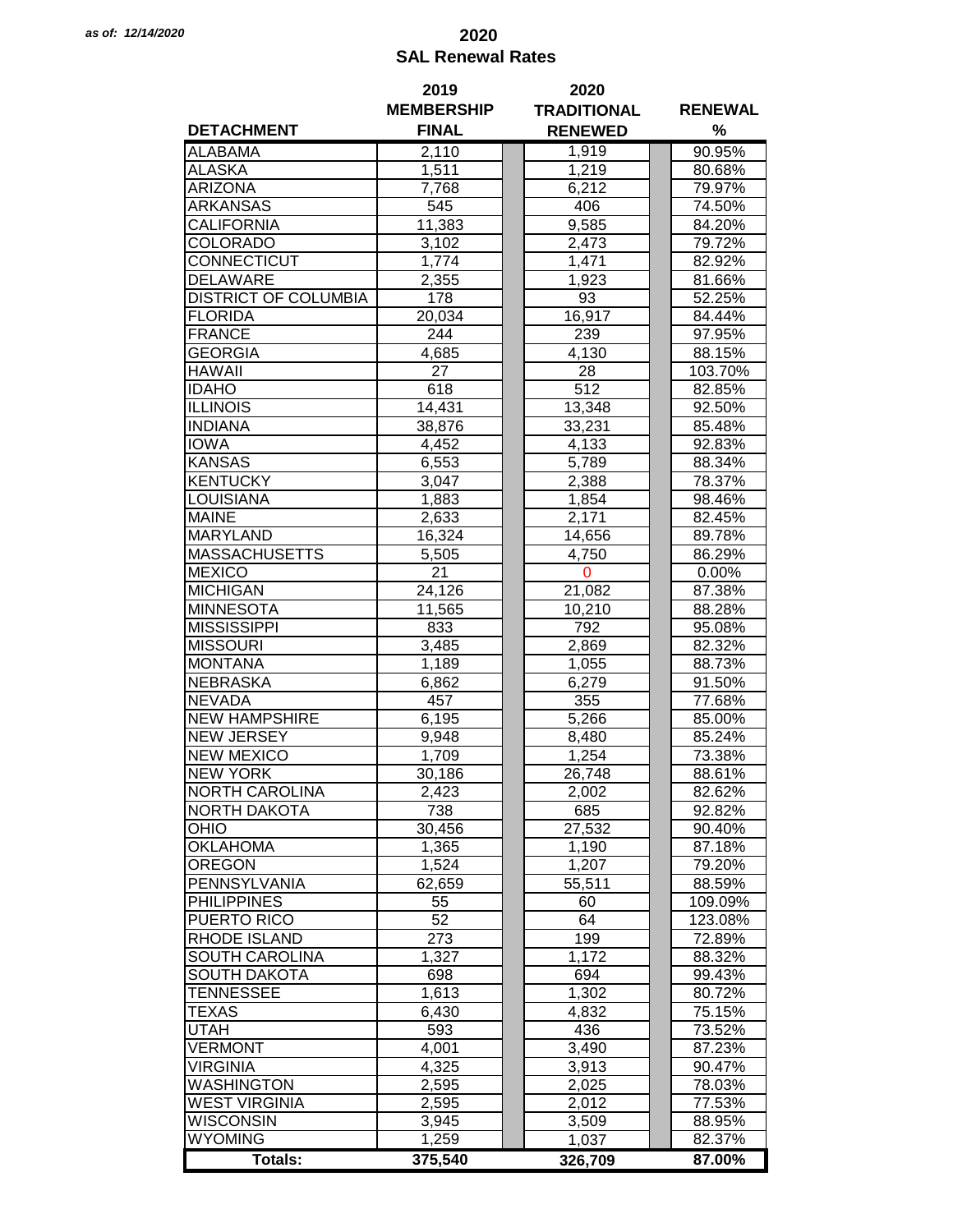*as of: 12/14/2020*

# 2020
## SAL Renewal Rates

| DETACHMENT | 2019 MEMBERSHIP FINAL | 2020 TRADITIONAL RENEWED | RENEWAL % |
|---|---|---|---|
| ALABAMA | 2,110 | 1,919 | 90.95% |
| ALASKA | 1,511 | 1,219 | 80.68% |
| ARIZONA | 7,768 | 6,212 | 79.97% |
| ARKANSAS | 545 | 406 | 74.50% |
| CALIFORNIA | 11,383 | 9,585 | 84.20% |
| COLORADO | 3,102 | 2,473 | 79.72% |
| CONNECTICUT | 1,774 | 1,471 | 82.92% |
| DELAWARE | 2,355 | 1,923 | 81.66% |
| DISTRICT OF COLUMBIA | 178 | 93 | 52.25% |
| FLORIDA | 20,034 | 16,917 | 84.44% |
| FRANCE | 244 | 239 | 97.95% |
| GEORGIA | 4,685 | 4,130 | 88.15% |
| HAWAII | 27 | 28 | 103.70% |
| IDAHO | 618 | 512 | 82.85% |
| ILLINOIS | 14,431 | 13,348 | 92.50% |
| INDIANA | 38,876 | 33,231 | 85.48% |
| IOWA | 4,452 | 4,133 | 92.83% |
| KANSAS | 6,553 | 5,789 | 88.34% |
| KENTUCKY | 3,047 | 2,388 | 78.37% |
| LOUISIANA | 1,883 | 1,854 | 98.46% |
| MAINE | 2,633 | 2,171 | 82.45% |
| MARYLAND | 16,324 | 14,656 | 89.78% |
| MASSACHUSETTS | 5,505 | 4,750 | 86.29% |
| MEXICO | 21 | 0 | 0.00% |
| MICHIGAN | 24,126 | 21,082 | 87.38% |
| MINNESOTA | 11,565 | 10,210 | 88.28% |
| MISSISSIPPI | 833 | 792 | 95.08% |
| MISSOURI | 3,485 | 2,869 | 82.32% |
| MONTANA | 1,189 | 1,055 | 88.73% |
| NEBRASKA | 6,862 | 6,279 | 91.50% |
| NEVADA | 457 | 355 | 77.68% |
| NEW HAMPSHIRE | 6,195 | 5,266 | 85.00% |
| NEW JERSEY | 9,948 | 8,480 | 85.24% |
| NEW MEXICO | 1,709 | 1,254 | 73.38% |
| NEW YORK | 30,186 | 26,748 | 88.61% |
| NORTH CAROLINA | 2,423 | 2,002 | 82.62% |
| NORTH DAKOTA | 738 | 685 | 92.82% |
| OHIO | 30,456 | 27,532 | 90.40% |
| OKLAHOMA | 1,365 | 1,190 | 87.18% |
| OREGON | 1,524 | 1,207 | 79.20% |
| PENNSYLVANIA | 62,659 | 55,511 | 88.59% |
| PHILIPPINES | 55 | 60 | 109.09% |
| PUERTO RICO | 52 | 64 | 123.08% |
| RHODE ISLAND | 273 | 199 | 72.89% |
| SOUTH CAROLINA | 1,327 | 1,172 | 88.32% |
| SOUTH DAKOTA | 698 | 694 | 99.43% |
| TENNESSEE | 1,613 | 1,302 | 80.72% |
| TEXAS | 6,430 | 4,832 | 75.15% |
| UTAH | 593 | 436 | 73.52% |
| VERMONT | 4,001 | 3,490 | 87.23% |
| VIRGINIA | 4,325 | 3,913 | 90.47% |
| WASHINGTON | 2,595 | 2,025 | 78.03% |
| WEST VIRGINIA | 2,595 | 2,012 | 77.53% |
| WISCONSIN | 3,945 | 3,509 | 88.95% |
| WYOMING | 1,259 | 1,037 | 82.37% |
| **Totals:** | **375,540** | **326,709** | **87.00%** |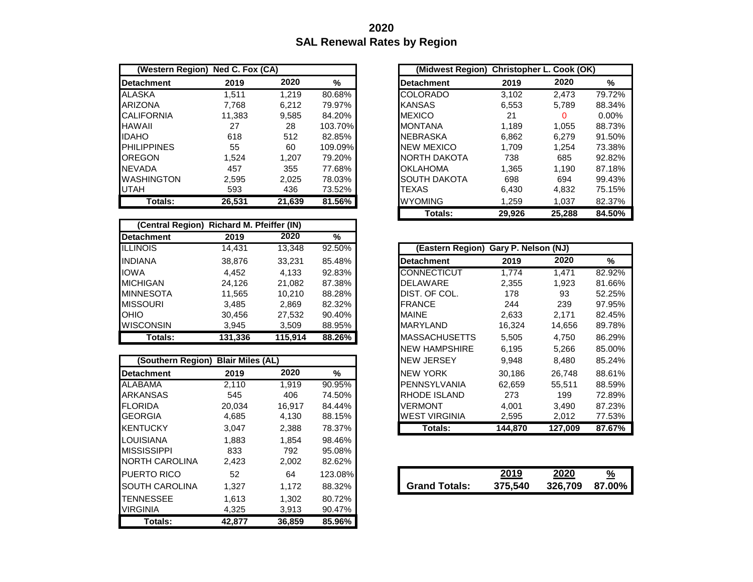# 2020
# SAL Renewal Rates by Region

| (Western Region) Ned C. Fox (CA) | | | |
|---|---|---|---|
| **Detachment** | **2019** | **2020** | **%** |
| ALASKA | 1,511 | 1,219 | 80.68% |
| ARIZONA | 7,768 | 6,212 | 79.97% |
| CALIFORNIA | 11,383 | 9,585 | 84.20% |
| HAWAII | 27 | 28 | 103.70% |
| IDAHO | 618 | 512 | 82.85% |
| PHILIPPINES | 55 | 60 | 109.09% |
| OREGON | 1,524 | 1,207 | 79.20% |
| NEVADA | 457 | 355 | 77.68% |
| WASHINGTON | 2,595 | 2,025 | 78.03% |
| UTAH | 593 | 436 | 73.52% |
| **Totals:** | **26,531** | **21,639** | **81.56%** |

| (Central Region) Richard M. Pfeiffer (IN) | | | |
|---|---|---|---|
| **Detachment** | **2019** | **2020** | **%** |
| ILLINOIS | 14,431 | 13,348 | 92.50% |
| INDIANA | 38,876 | 33,231 | 85.48% |
| IOWA | 4,452 | 4,133 | 92.83% |
| MICHIGAN | 24,126 | 21,082 | 87.38% |
| MINNESOTA | 11,565 | 10,210 | 88.28% |
| MISSOURI | 3,485 | 2,869 | 82.32% |
| OHIO | 30,456 | 27,532 | 90.40% |
| WISCONSIN | 3,945 | 3,509 | 88.95% |
| **Totals:** | **131,336** | **115,914** | **88.26%** |

| (Southern Region) Blair Miles (AL) | | | |
|---|---|---|---|
| **Detachment** | **2019** | **2020** | **%** |
| ALABAMA | 2,110 | 1,919 | 90.95% |
| ARKANSAS | 545 | 406 | 74.50% |
| FLORIDA | 20,034 | 16,917 | 84.44% |
| GEORGIA | 4,685 | 4,130 | 88.15% |
| KENTUCKY | 3,047 | 2,388 | 78.37% |
| LOUISIANA | 1,883 | 1,854 | 98.46% |
| MISSISSIPPI | 833 | 792 | 95.08% |
| NORTH CAROLINA | 2,423 | 2,002 | 82.62% |
| PUERTO RICO | 52 | 64 | 123.08% |
| SOUTH CAROLINA | 1,327 | 1,172 | 88.32% |
| TENNESSEE | 1,613 | 1,302 | 80.72% |
| VIRGINIA | 4,325 | 3,913 | 90.47% |
| **Totals:** | **42,877** | **36,859** | **85.96%** |

| (Midwest Region) Christopher L. Cook (OK) | | | |
|---|---|---|---|
| **Detachment** | **2019** | **2020** | **%** |
| COLORADO | 3,102 | 2,473 | 79.72% |
| KANSAS | 6,553 | 5,789 | 88.34% |
| MEXICO | 21 | 0 | 0.00% |
| MONTANA | 1,189 | 1,055 | 88.73% |
| NEBRASKA | 6,862 | 6,279 | 91.50% |
| NEW MEXICO | 1,709 | 1,254 | 73.38% |
| NORTH DAKOTA | 738 | 685 | 92.82% |
| OKLAHOMA | 1,365 | 1,190 | 87.18% |
| SOUTH DAKOTA | 698 | 694 | 99.43% |
| TEXAS | 6,430 | 4,832 | 75.15% |
| WYOMING | 1,259 | 1,037 | 82.37% |
| **Totals:** | **29,926** | **25,288** | **84.50%** |

| (Eastern Region) Gary P. Nelson (NJ) | | | |
|---|---|---|---|
| **Detachment** | **2019** | **2020** | **%** |
| CONNECTICUT | 1,774 | 1,471 | 82.92% |
| DELAWARE | 2,355 | 1,923 | 81.66% |
| DIST. OF COL. | 178 | 93 | 52.25% |
| FRANCE | 244 | 239 | 97.95% |
| MAINE | 2,633 | 2,171 | 82.45% |
| MARYLAND | 16,324 | 14,656 | 89.78% |
| MASSACHUSETTS | 5,505 | 4,750 | 86.29% |
| NEW HAMPSHIRE | 6,195 | 5,266 | 85.00% |
| NEW JERSEY | 9,948 | 8,480 | 85.24% |
| NEW YORK | 30,186 | 26,748 | 88.61% |
| PENNSYLVANIA | 62,659 | 55,511 | 88.59% |
| RHODE ISLAND | 273 | 199 | 72.89% |
| VERMONT | 4,001 | 3,490 | 87.23% |
| WEST VIRGINIA | 2,595 | 2,012 | 77.53% |
| **Totals:** | **144,870** | **127,009** | **87.67%** |

| | **2019** | **2020** | **%** |
|---|---|---|---|
| **Grand Totals:** | **375,540** | **326,709** | **87.00%** |